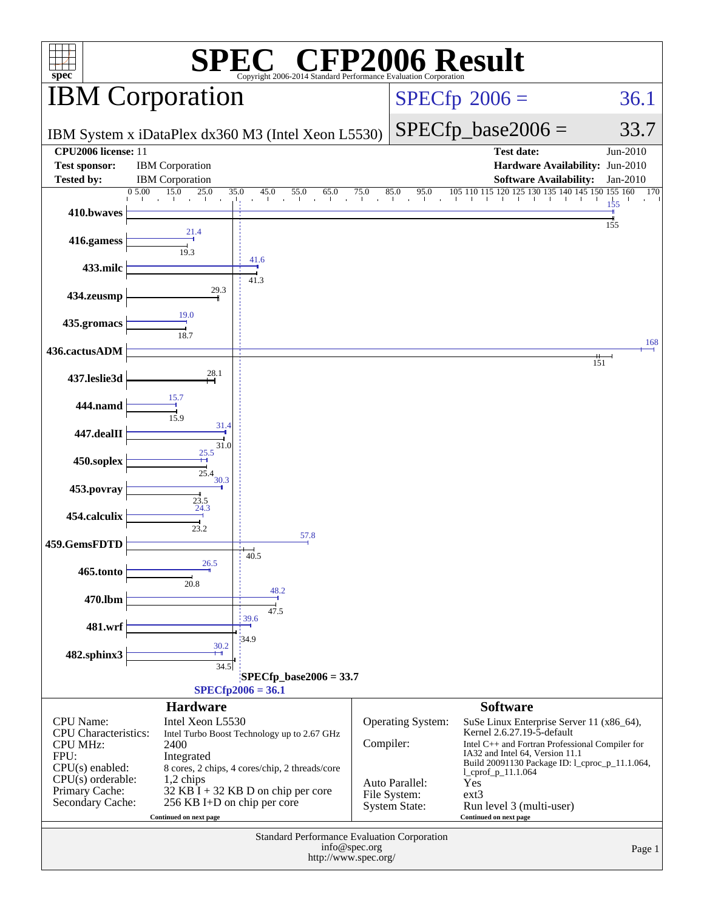# SPEC® CFP2006 Result

Copyright 2006-2014 Standard Performance Evaluation Corporation

## IBM Corporation

IBM System x iDataPlex dx360 M3 (Intel Xeon L5530)

SPECfp 2006 = 36.1

SPECfp_base2006 = 33.7

| | | | |
|---|---|---|---|
| **CPU2006 license:** | 11 | **Test date:** | Jun-2010 |
| **Test sponsor:** | IBM Corporation | **Hardware Availability:** | Jun-2010 |
| **Tested by:** | IBM Corporation | **Software Availability:** | Jan-2010 |

| Benchmark | Peak | Base |
|---|---|---|
| 410.bwaves | 155 | 155 |
| 416.gamess | 21.4 | 19.3 |
| 433.milc | 41.6 | 41.3 |
| 434.zeusmp | | 29.3 |
| 435.gromacs | 19.0 | 18.7 |
| 436.cactusADM | 168 | 151 |
| 437.leslie3d | | 28.1 |
| 444.namd | 15.7 | 15.9 |
| 447.dealII | 31.4 | 31.0 |
| 450.soplex | 25.5 | 25.4 |
| 453.povray | 30.3 | 23.5 |
| 454.calculix | 24.3 | 23.2 |
| 459.GemsFDTD | 57.8 | 40.5 |
| 465.tonto | 26.5 | 20.8 |
| 470.lbm | 48.2 | 47.5 |
| 481.wrf | 39.6 | 34.9 |
| 482.sphinx3 | 30.2 | 34.5 |

SPECfp_base2006 = 33.7

SPECfp2006 = 36.1

### Hardware

| | |
|---|---|
| CPU Name: | Intel Xeon L5530 |
| CPU Characteristics: | Intel Turbo Boost Technology up to 2.67 GHz |
| CPU MHz: | 2400 |
| FPU: | Integrated |
| CPU(s) enabled: | 8 cores, 2 chips, 4 cores/chip, 2 threads/core |
| CPU(s) orderable: | 1,2 chips |
| Primary Cache: | 32 KB I + 32 KB D on chip per core |
| Secondary Cache: | 256 KB I+D on chip per core |

Continued on next page

### Software

| | |
|---|---|
| Operating System: | SuSe Linux Enterprise Server 11 (x86_64), Kernel 2.6.27.19-5-default |
| Compiler: | Intel C++ and Fortran Professional Compiler for IA32 and Intel 64, Version 11.1 Build 20091130 Package ID: l_cproc_p_11.1.064, l_cprof_p_11.1.064 |
| Auto Parallel: | Yes |
| File System: | ext3 |
| System State: | Run level 3 (multi-user) |

Continued on next page

Standard Performance Evaluation Corporation
info@spec.org
http://www.spec.org/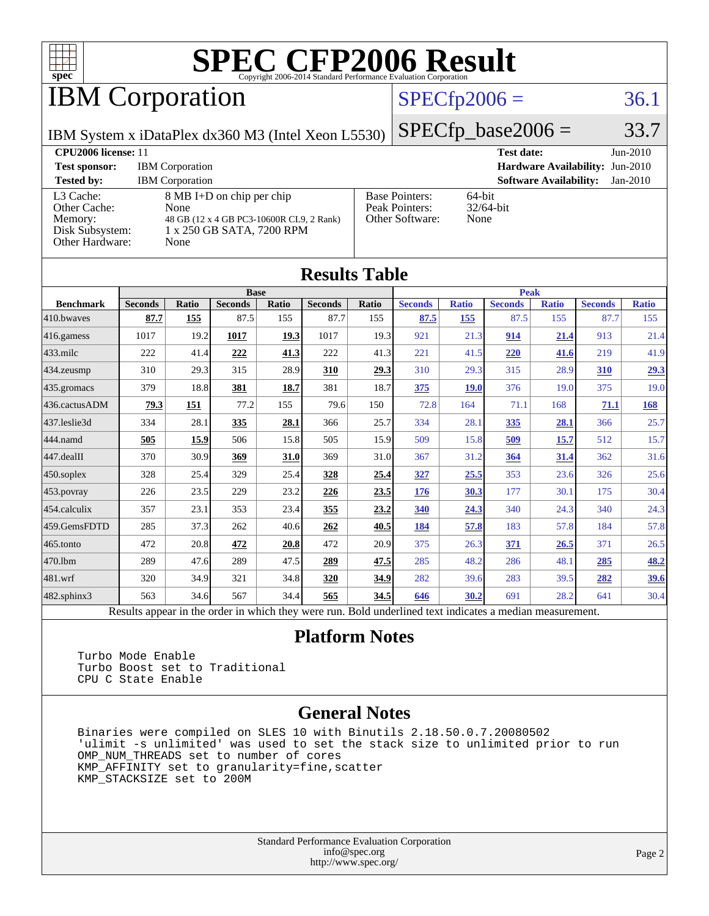# SPEC CFP2006 Result

Copyright 2006-2014 Standard Performance Evaluation Corporation

## IBM Corporation

IBM System x iDataPlex dx360 M3 (Intel Xeon L5530)

SPECfp2006 = 36.1

SPECfp_base2006 = 33.7

| | | | |
|---|---|---|---|
| **CPU2006 license:** 11 | | **Test date:** | Jun-2010 |
| **Test sponsor:** | IBM Corporation | **Hardware Availability:** | Jun-2010 |
| **Tested by:** | IBM Corporation | **Software Availability:** | Jan-2010 |

| | | | |
|---|---|---|---|
| L3 Cache: | 8 MB I+D on chip per chip | Base Pointers: | 64-bit |
| Other Cache: | None | Peak Pointers: | 32/64-bit |
| Memory: | 48 GB (12 x 4 GB PC3-10600R CL9, 2 Rank) | Other Software: | None |
| Disk Subsystem: | 1 x 250 GB SATA, 7200 RPM | | |
| Other Hardware: | None | | |

## Results Table

| Benchmark | Base | | | | | | Peak | | | | | |
|---|---|---|---|---|---|---|---|---|---|---|---|---|
| | Seconds | Ratio | Seconds | Ratio | Seconds | Ratio | Seconds | Ratio | Seconds | Ratio | Seconds | Ratio |
| 410.bwaves | **87.7** | **155** | 87.5 | 155 | 87.7 | 155 | **87.5** | **155** | 87.5 | 155 | 87.7 | 155 |
| 416.gamess | 1017 | 19.2 | **1017** | **19.3** | 1017 | 19.3 | 921 | 21.3 | **914** | **21.4** | 913 | 21.4 |
| 433.milc | 222 | 41.4 | **222** | **41.3** | 222 | 41.3 | 221 | 41.5 | **220** | **41.6** | 219 | 41.9 |
| 434.zeusmp | 310 | 29.3 | 315 | 28.9 | **310** | **29.3** | 310 | 29.3 | 315 | 28.9 | **310** | **29.3** |
| 435.gromacs | 379 | 18.8 | **381** | **18.7** | 381 | 18.7 | **375** | **19.0** | 376 | 19.0 | 375 | 19.0 |
| 436.cactusADM | **79.3** | **151** | 77.2 | 155 | 79.6 | 150 | 72.8 | 164 | 71.1 | 168 | **71.1** | **168** |
| 437.leslie3d | 334 | 28.1 | **335** | **28.1** | 366 | 25.7 | 334 | 28.1 | **335** | **28.1** | 366 | 25.7 |
| 444.namd | **505** | **15.9** | 506 | 15.8 | 505 | 15.9 | 509 | 15.8 | **509** | **15.7** | 512 | 15.7 |
| 447.dealII | 370 | 30.9 | **369** | **31.0** | 369 | 31.0 | 367 | 31.2 | **364** | **31.4** | 362 | 31.6 |
| 450.soplex | 328 | 25.4 | 329 | 25.4 | **328** | **25.4** | **327** | **25.5** | 353 | 23.6 | 326 | 25.6 |
| 453.povray | 226 | 23.5 | 229 | 23.2 | **226** | **23.5** | **176** | **30.3** | 177 | 30.1 | 175 | 30.4 |
| 454.calculix | 357 | 23.1 | 353 | 23.4 | **355** | **23.2** | **340** | **24.3** | 340 | 24.3 | 340 | 24.3 |
| 459.GemsFDTD | 285 | 37.3 | 262 | 40.6 | **262** | **40.5** | **184** | **57.8** | 183 | 57.8 | 184 | 57.8 |
| 465.tonto | 472 | 20.8 | **472** | **20.8** | 472 | 20.9 | 375 | 26.3 | **371** | **26.5** | 371 | 26.5 |
| 470.lbm | 289 | 47.6 | 289 | 47.5 | **289** | **47.5** | 285 | 48.2 | 286 | 48.1 | **285** | **48.2** |
| 481.wrf | 320 | 34.9 | 321 | 34.8 | **320** | **34.9** | 282 | 39.6 | 283 | 39.5 | **282** | **39.6** |
| 482.sphinx3 | 563 | 34.6 | 567 | 34.4 | **565** | **34.5** | **646** | **30.2** | 691 | 28.2 | 641 | 30.4 |

Results appear in the order in which they were run. Bold underlined text indicates a median measurement.

## Platform Notes

```
Turbo Mode Enable
Turbo Boost set to Traditional
CPU C State Enable
```

## General Notes

```
Binaries were compiled on SLES 10 with Binutils 2.18.50.0.7.20080502
'ulimit -s unlimited' was used to set the stack size to unlimited prior to run
OMP_NUM_THREADS set to number of cores
KMP_AFFINITY set to granularity=fine,scatter
KMP_STACKSIZE set to 200M
```

Standard Performance Evaluation Corporation
info@spec.org
http://www.spec.org/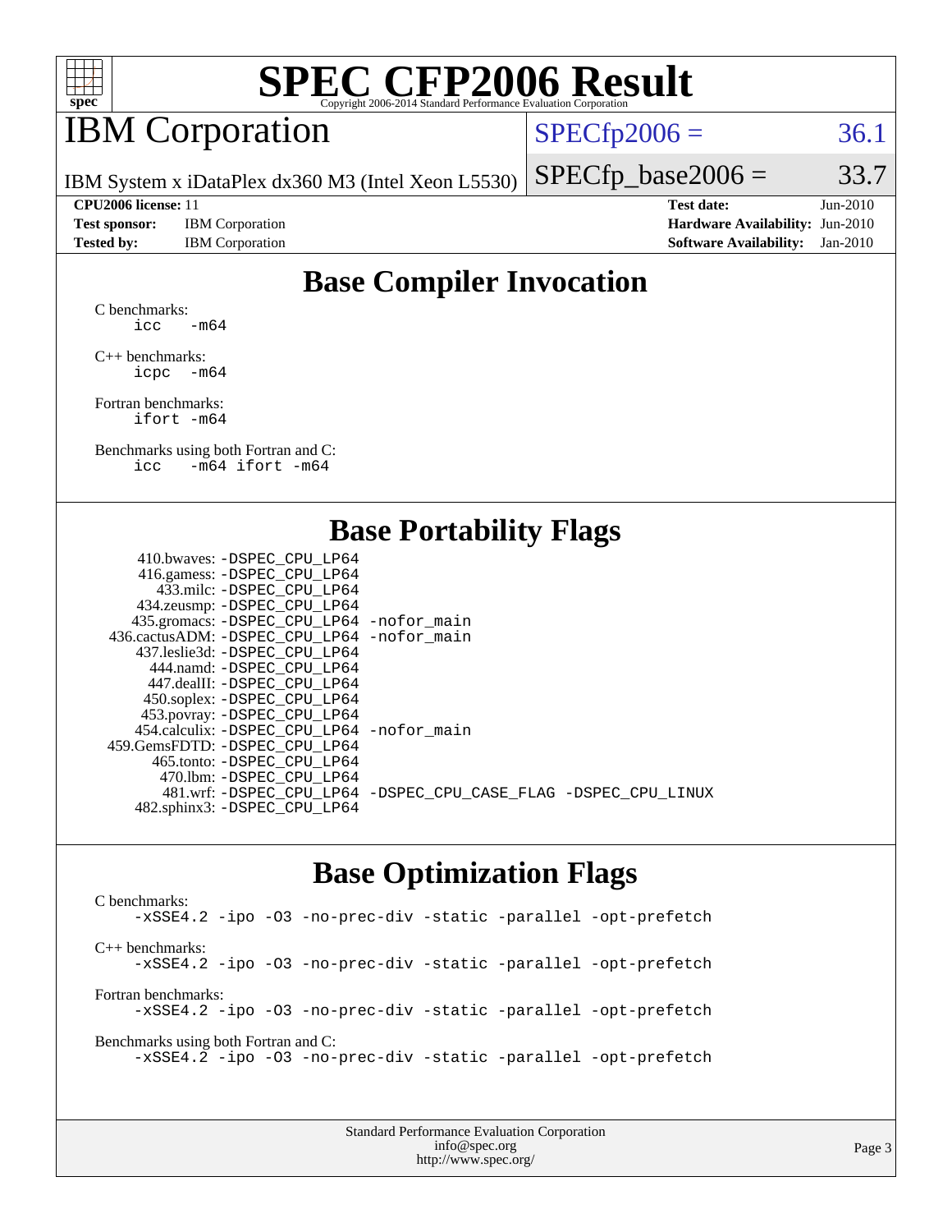# SPEC CFP2006 Result

Copyright 2006-2014 Standard Performance Evaluation Corporation

## IBM Corporation

IBM System x iDataPlex dx360 M3 (Intel Xeon L5530)

SPECfp2006 = 36.1

SPECfp_base2006 = 33.7

| | | | |
|---|---|---|---|
| **CPU2006 license:** 11 | | **Test date:** | Jun-2010 |
| **Test sponsor:** | IBM Corporation | **Hardware Availability:** | Jun-2010 |
| **Tested by:** | IBM Corporation | **Software Availability:** | Jan-2010 |

## Base Compiler Invocation

C benchmarks:
```
icc   -m64
```

C++ benchmarks:
```
icpc  -m64
```

Fortran benchmarks:
```
ifort -m64
```

Benchmarks using both Fortran and C:
```
icc   -m64 ifort -m64
```

## Base Portability Flags

| Benchmark | Flags |
|---|---|
| 410.bwaves: | -DSPEC_CPU_LP64 |
| 416.gamess: | -DSPEC_CPU_LP64 |
| 433.milc: | -DSPEC_CPU_LP64 |
| 434.zeusmp: | -DSPEC_CPU_LP64 |
| 435.gromacs: | -DSPEC_CPU_LP64 -nofor_main |
| 436.cactusADM: | -DSPEC_CPU_LP64 -nofor_main |
| 437.leslie3d: | -DSPEC_CPU_LP64 |
| 444.namd: | -DSPEC_CPU_LP64 |
| 447.dealII: | -DSPEC_CPU_LP64 |
| 450.soplex: | -DSPEC_CPU_LP64 |
| 453.povray: | -DSPEC_CPU_LP64 |
| 454.calculix: | -DSPEC_CPU_LP64 -nofor_main |
| 459.GemsFDTD: | -DSPEC_CPU_LP64 |
| 465.tonto: | -DSPEC_CPU_LP64 |
| 470.lbm: | -DSPEC_CPU_LP64 |
| 481.wrf: | -DSPEC_CPU_LP64 -DSPEC_CPU_CASE_FLAG -DSPEC_CPU_LINUX |
| 482.sphinx3: | -DSPEC_CPU_LP64 |

## Base Optimization Flags

C benchmarks:
```
-xSSE4.2 -ipo -O3 -no-prec-div -static -parallel -opt-prefetch
```

C++ benchmarks:
```
-xSSE4.2 -ipo -O3 -no-prec-div -static -parallel -opt-prefetch
```

Fortran benchmarks:
```
-xSSE4.2 -ipo -O3 -no-prec-div -static -parallel -opt-prefetch
```

Benchmarks using both Fortran and C:
```
-xSSE4.2 -ipo -O3 -no-prec-div -static -parallel -opt-prefetch
```

Standard Performance Evaluation Corporation
info@spec.org
http://www.spec.org/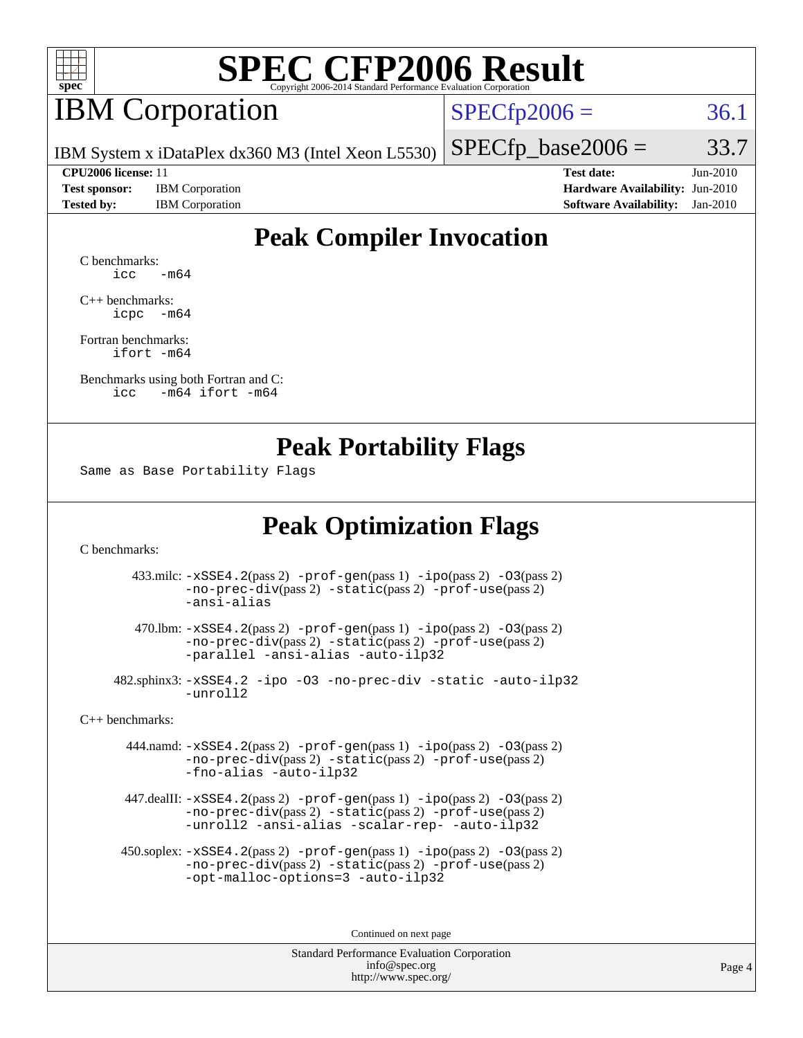# SPEC CFP2006 Result

Copyright 2006-2014 Standard Performance Evaluation Corporation

## IBM Corporation

IBM System x iDataPlex dx360 M3 (Intel Xeon L5530)

SPECfp2006 = 36.1

SPECfp_base2006 = 33.7

| | | | |
|---|---|---|---|
| **CPU2006 license:** 11 | | **Test date:** | Jun-2010 |
| **Test sponsor:** | IBM Corporation | **Hardware Availability:** | Jun-2010 |
| **Tested by:** | IBM Corporation | **Software Availability:** | Jan-2010 |

## Peak Compiler Invocation

C benchmarks:
```
icc   -m64
```

C++ benchmarks:
```
icpc  -m64
```

Fortran benchmarks:
```
ifort -m64
```

Benchmarks using both Fortran and C:
```
icc   -m64 ifort -m64
```

## Peak Portability Flags

Same as Base Portability Flags

## Peak Optimization Flags

C benchmarks:

433.milc: -xSSE4.2(pass 2) -prof-gen(pass 1) -ipo(pass 2) -O3(pass 2) -no-prec-div(pass 2) -static(pass 2) -prof-use(pass 2) -ansi-alias

470.lbm: -xSSE4.2(pass 2) -prof-gen(pass 1) -ipo(pass 2) -O3(pass 2) -no-prec-div(pass 2) -static(pass 2) -prof-use(pass 2) -parallel -ansi-alias -auto-ilp32

482.sphinx3: -xSSE4.2 -ipo -O3 -no-prec-div -static -auto-ilp32 -unroll2

C++ benchmarks:

444.namd: -xSSE4.2(pass 2) -prof-gen(pass 1) -ipo(pass 2) -O3(pass 2) -no-prec-div(pass 2) -static(pass 2) -prof-use(pass 2) -fno-alias -auto-ilp32

447.dealII: -xSSE4.2(pass 2) -prof-gen(pass 1) -ipo(pass 2) -O3(pass 2) -no-prec-div(pass 2) -static(pass 2) -prof-use(pass 2) -unroll2 -ansi-alias -scalar-rep- -auto-ilp32

450.soplex: -xSSE4.2(pass 2) -prof-gen(pass 1) -ipo(pass 2) -O3(pass 2) -no-prec-div(pass 2) -static(pass 2) -prof-use(pass 2) -opt-malloc-options=3 -auto-ilp32

Continued on next page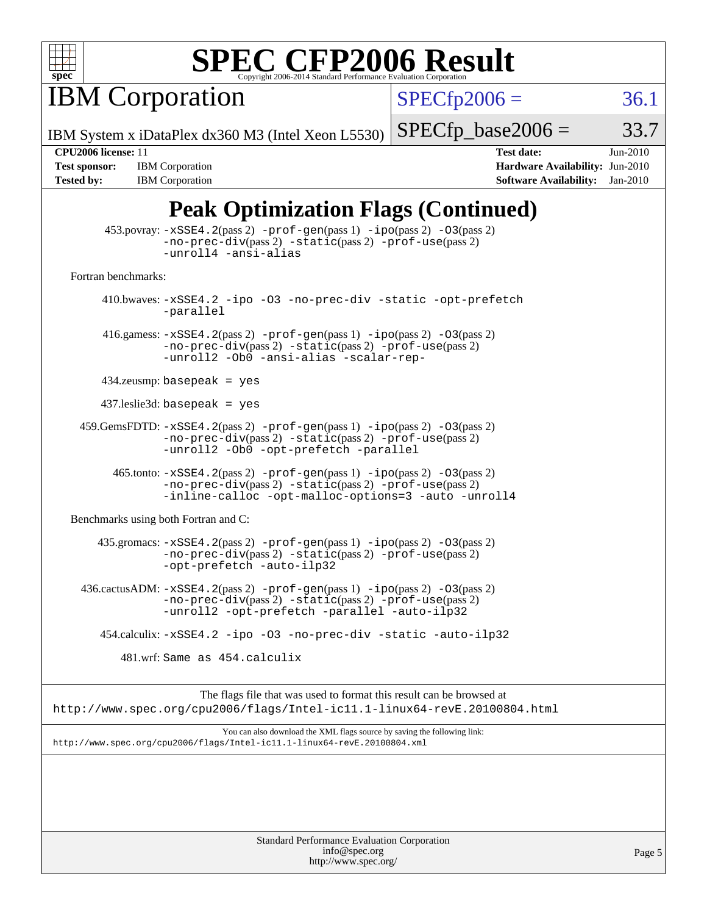# SPEC CFP2006 Result

Copyright 2006-2014 Standard Performance Evaluation Corporation

## IBM Corporation

IBM System x iDataPlex dx360 M3 (Intel Xeon L5530)

SPECfp2006 = 36.1

SPECfp_base2006 = 33.7

| | | | |
|---|---|---|---|
| **CPU2006 license:** 11 | | **Test date:** | Jun-2010 |
| **Test sponsor:** | IBM Corporation | **Hardware Availability:** | Jun-2010 |
| **Tested by:** | IBM Corporation | **Software Availability:** | Jan-2010 |

## Peak Optimization Flags (Continued)

453.povray: -xSSE4.2(pass 2) -prof-gen(pass 1) -ipo(pass 2) -O3(pass 2) -no-prec-div(pass 2) -static(pass 2) -prof-use(pass 2) -unroll4 -ansi-alias

Fortran benchmarks:

410.bwaves: -xSSE4.2 -ipo -O3 -no-prec-div -static -opt-prefetch -parallel

416.gamess: -xSSE4.2(pass 2) -prof-gen(pass 1) -ipo(pass 2) -O3(pass 2) -no-prec-div(pass 2) -static(pass 2) -prof-use(pass 2) -unroll2 -Ob0 -ansi-alias -scalar-rep-

434.zeusmp: basepeak = yes

437.leslie3d: basepeak = yes

459.GemsFDTD: -xSSE4.2(pass 2) -prof-gen(pass 1) -ipo(pass 2) -O3(pass 2) -no-prec-div(pass 2) -static(pass 2) -prof-use(pass 2) -unroll2 -Ob0 -opt-prefetch -parallel

465.tonto: -xSSE4.2(pass 2) -prof-gen(pass 1) -ipo(pass 2) -O3(pass 2) -no-prec-div(pass 2) -static(pass 2) -prof-use(pass 2) -inline-calloc -opt-malloc-options=3 -auto -unroll4

Benchmarks using both Fortran and C:

435.gromacs: -xSSE4.2(pass 2) -prof-gen(pass 1) -ipo(pass 2) -O3(pass 2) -no-prec-div(pass 2) -static(pass 2) -prof-use(pass 2) -opt-prefetch -auto-ilp32

436.cactusADM: -xSSE4.2(pass 2) -prof-gen(pass 1) -ipo(pass 2) -O3(pass 2) -no-prec-div(pass 2) -static(pass 2) -prof-use(pass 2) -unroll2 -opt-prefetch -parallel -auto-ilp32

454.calculix: -xSSE4.2 -ipo -O3 -no-prec-div -static -auto-ilp32

481.wrf: Same as 454.calculix

The flags file that was used to format this result can be browsed at
http://www.spec.org/cpu2006/flags/Intel-ic11.1-linux64-revE.20100804.html

You can also download the XML flags source by saving the following link:
http://www.spec.org/cpu2006/flags/Intel-ic11.1-linux64-revE.20100804.xml

Standard Performance Evaluation Corporation
info@spec.org
http://www.spec.org/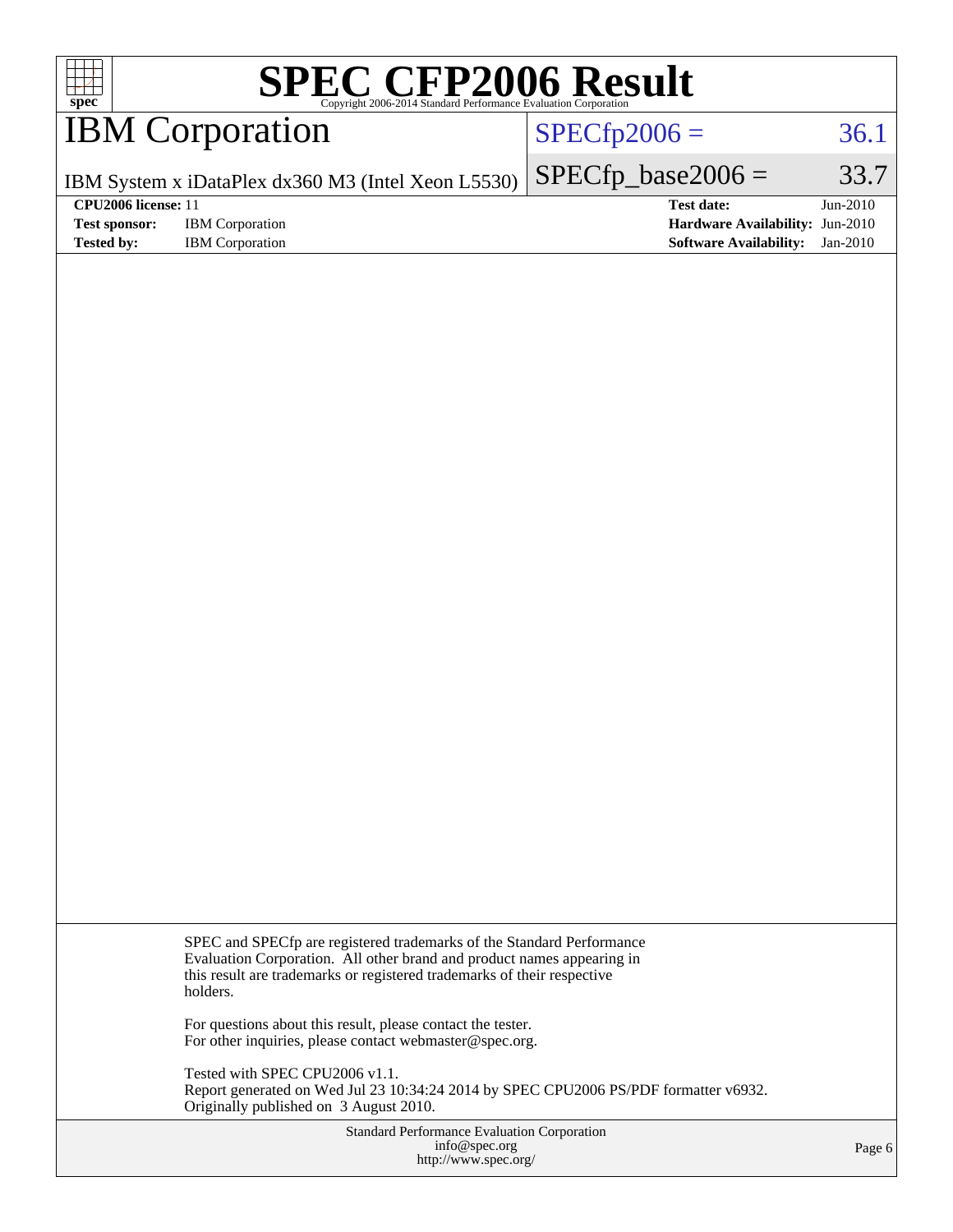# SPEC CFP2006 Result

Copyright 2006-2014 Standard Performance Evaluation Corporation

## IBM Corporation

IBM System x iDataPlex dx360 M3 (Intel Xeon L5530)

SPECfp2006 = 36.1

SPECfp_base2006 = 33.7

| | | | |
|---|---|---|---|
| **CPU2006 license:** 11 | | **Test date:** | Jun-2010 |
| **Test sponsor:** | IBM Corporation | **Hardware Availability:** | Jun-2010 |
| **Tested by:** | IBM Corporation | **Software Availability:** | Jan-2010 |

SPEC and SPECfp are registered trademarks of the Standard Performance Evaluation Corporation. All other brand and product names appearing in this result are trademarks or registered trademarks of their respective holders.

For questions about this result, please contact the tester.
For other inquiries, please contact webmaster@spec.org.

Tested with SPEC CPU2006 v1.1.
Report generated on Wed Jul 23 10:34:24 2014 by SPEC CPU2006 PS/PDF formatter v6932.
Originally published on 3 August 2010.

Standard Performance Evaluation Corporation
info@spec.org
http://www.spec.org/